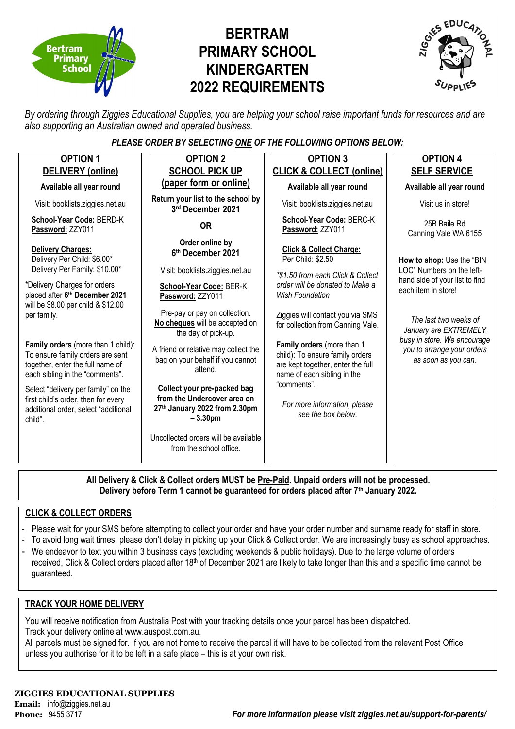# BERTRAM PRIMARY SCHOOL KINDERGARTEN 2022 REQUIREMENTS

*By ordering through Ziggies Educational Supplies, you are helping your school raise important funds for resources and are also supporting an Australian owned and operated business.*

***PLEASE ORDER BY SELECTING ONE OF THE FOLLOWING OPTIONS BELOW:***

## OPTION 1 – DELIVERY (online)

**Available all year round**

Visit: booklists.ziggies.net.au

**School-Year Code:** BERD-K
**Password:** ZZY011

**Delivery Charges:**
Delivery Per Child: $6.00*
Delivery Per Family: $10.00*

*Delivery Charges for orders placed after **6th December 2021** will be $8.00 per child & $12.00 per family.

**Family orders** (more than 1 child): To ensure family orders are sent together, enter the full name of each sibling in the "comments".

Select "delivery per family" on the first child's order, then for every additional order, select "additional child".

## OPTION 2 – SCHOOL PICK UP (paper form or online)

**Return your list to the school by 3rd December 2021**

**OR**

**Order online by 6th December 2021**

Visit: booklists.ziggies.net.au

**School-Year Code:** BER-K
**Password:** ZZY011

Pre-pay or pay on collection. **No cheques** will be accepted on the day of pick-up.

A friend or relative may collect the bag on your behalf if you cannot attend.

**Collect your pre-packed bag from the Undercover area on 27th January 2022 from 2.30pm – 3.30pm**

Uncollected orders will be available from the school office.

## OPTION 3 – CLICK & COLLECT (online)

**Available all year round**

Visit: booklists.ziggies.net.au

**School-Year Code:** BERC-K
**Password:** ZZY011

**Click & Collect Charge:**
Per Child: $2.50

*\*$1.50 from each Click & Collect order will be donated to Make a Wish Foundation*

Ziggies will contact you via SMS for collection from Canning Vale.

**Family orders** (more than 1 child): To ensure family orders are kept together, enter the full name of each sibling in the "comments".

*For more information, please see the box below.*

## OPTION 4 – SELF SERVICE

**Available all year round**

Visit us in store!

25B Baile Rd
Canning Vale WA 6155

**How to shop:** Use the "BIN LOC" Numbers on the left-hand side of your list to find each item in store!

*The last two weeks of January are EXTREMELY busy in store. We encourage you to arrange your orders as soon as you can.*

---

**All Delivery & Click & Collect orders MUST be Pre-Paid. Unpaid orders will not be processed.**
**Delivery before Term 1 cannot be guaranteed for orders placed after 7th January 2022.**

## CLICK & COLLECT ORDERS

- Please wait for your SMS before attempting to collect your order and have your order number and surname ready for staff in store.
- To avoid long wait times, please don't delay in picking up your Click & Collect order. We are increasingly busy as school approaches.
- We endeavor to text you within 3 business days (excluding weekends & public holidays). Due to the large volume of orders received, Click & Collect orders placed after 18th of December 2021 are likely to take longer than this and a specific time cannot be guaranteed.

## TRACK YOUR HOME DELIVERY

You will receive notification from Australia Post with your tracking details once your parcel has been dispatched.
Track your delivery online at www.auspost.com.au.
All parcels must be signed for. If you are not home to receive the parcel it will have to be collected from the relevant Post Office unless you authorise for it to be left in a safe place – this is at your own risk.

**ZIGGIES EDUCATIONAL SUPPLIES**
**Email:** info@ziggies.net.au
**Phone:** 9455 3717

***For more information please visit ziggies.net.au/support-for-parents/***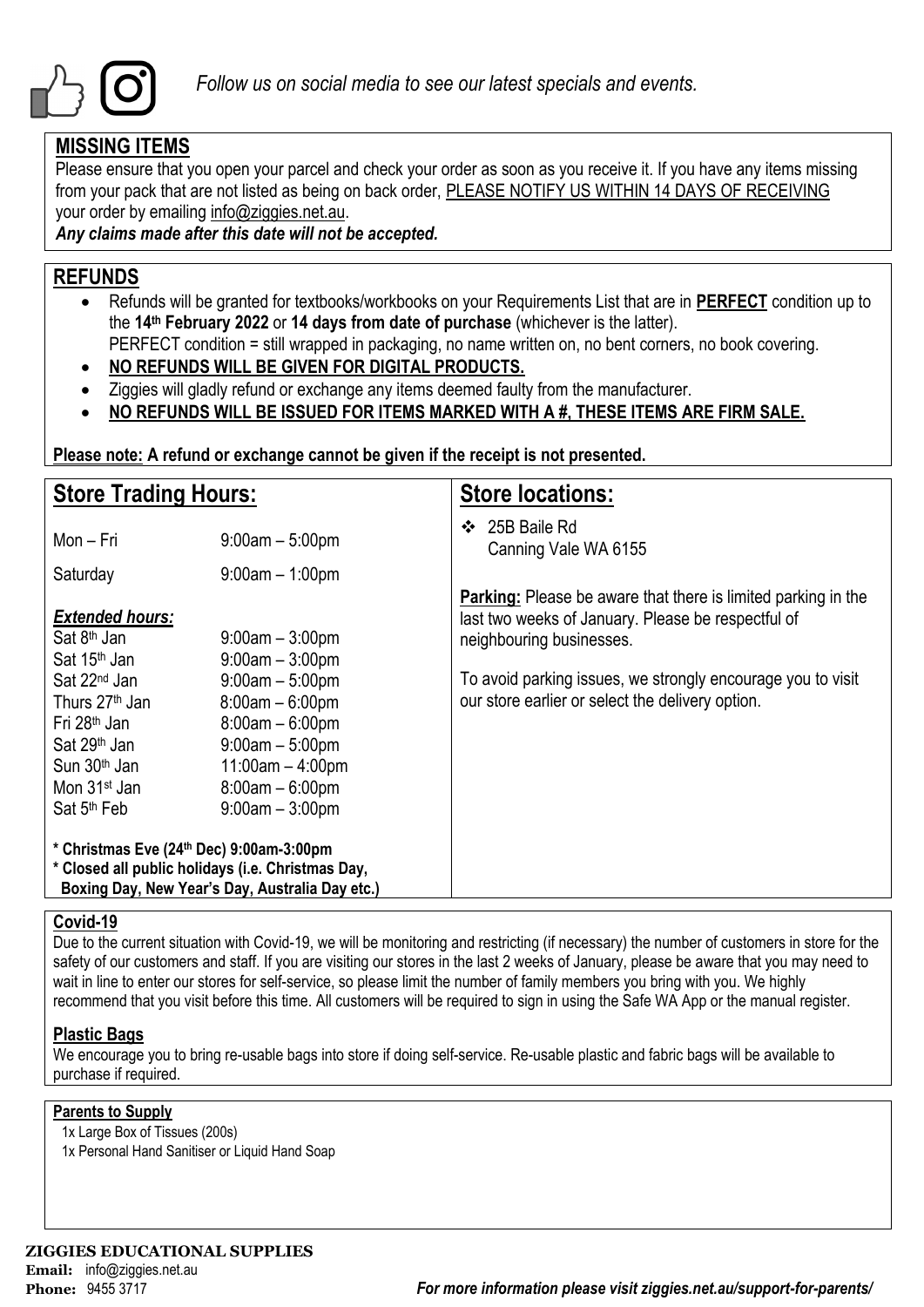*Follow us on social media to see our latest specials and events.*

## MISSING ITEMS

Please ensure that you open your parcel and check your order as soon as you receive it. If you have any items missing from your pack that are not listed as being on back order, PLEASE NOTIFY US WITHIN 14 DAYS OF RECEIVING your order by emailing info@ziggies.net.au.

***Any claims made after this date will not be accepted.***

## REFUNDS

- Refunds will be granted for textbooks/workbooks on your Requirements List that are in **PERFECT** condition up to the **14th February 2022** or **14 days from date of purchase** (whichever is the latter).
  PERFECT condition = still wrapped in packaging, no name written on, no bent corners, no book covering.
- **NO REFUNDS WILL BE GIVEN FOR DIGITAL PRODUCTS.**
- Ziggies will gladly refund or exchange any items deemed faulty from the manufacturer.
- **NO REFUNDS WILL BE ISSUED FOR ITEMS MARKED WITH A #, THESE ITEMS ARE FIRM SALE.**

**Please note: A refund or exchange cannot be given if the receipt is not presented.**

## Store Trading Hours:

| | |
|---|---|
| Mon – Fri | 9:00am – 5:00pm |
| Saturday | 9:00am – 1:00pm |

***Extended hours:***

| | |
|---|---|
| Sat 8th Jan | 9:00am – 3:00pm |
| Sat 15th Jan | 9:00am – 3:00pm |
| Sat 22nd Jan | 9:00am – 5:00pm |
| Thurs 27th Jan | 8:00am – 6:00pm |
| Fri 28th Jan | 8:00am – 6:00pm |
| Sat 29th Jan | 9:00am – 5:00pm |
| Sun 30th Jan | 11:00am – 4:00pm |
| Mon 31st Jan | 8:00am – 6:00pm |
| Sat 5th Feb | 9:00am – 3:00pm |

**\* Christmas Eve (24th Dec) 9:00am-3:00pm**
**\* Closed all public holidays (i.e. Christmas Day, Boxing Day, New Year's Day, Australia Day etc.)**

## Store locations:

- 25B Baile Rd
  Canning Vale WA 6155

**Parking:** Please be aware that there is limited parking in the last two weeks of January. Please be respectful of neighbouring businesses.

To avoid parking issues, we strongly encourage you to visit our store earlier or select the delivery option.

### Covid-19

Due to the current situation with Covid-19, we will be monitoring and restricting (if necessary) the number of customers in store for the safety of our customers and staff. If you are visiting our stores in the last 2 weeks of January, please be aware that you may need to wait in line to enter our stores for self-service, so please limit the number of family members you bring with you. We highly recommend that you visit before this time. All customers will be required to sign in using the Safe WA App or the manual register.

### Plastic Bags

We encourage you to bring re-usable bags into store if doing self-service. Re-usable plastic and fabric bags will be available to purchase if required.

### Parents to Supply

1x Large Box of Tissues (200s)
1x Personal Hand Sanitiser or Liquid Hand Soap

**ZIGGIES EDUCATIONAL SUPPLIES**
**Email:** info@ziggies.net.au
**Phone:** 9455 3717

***For more information please visit ziggies.net.au/support-for-parents/***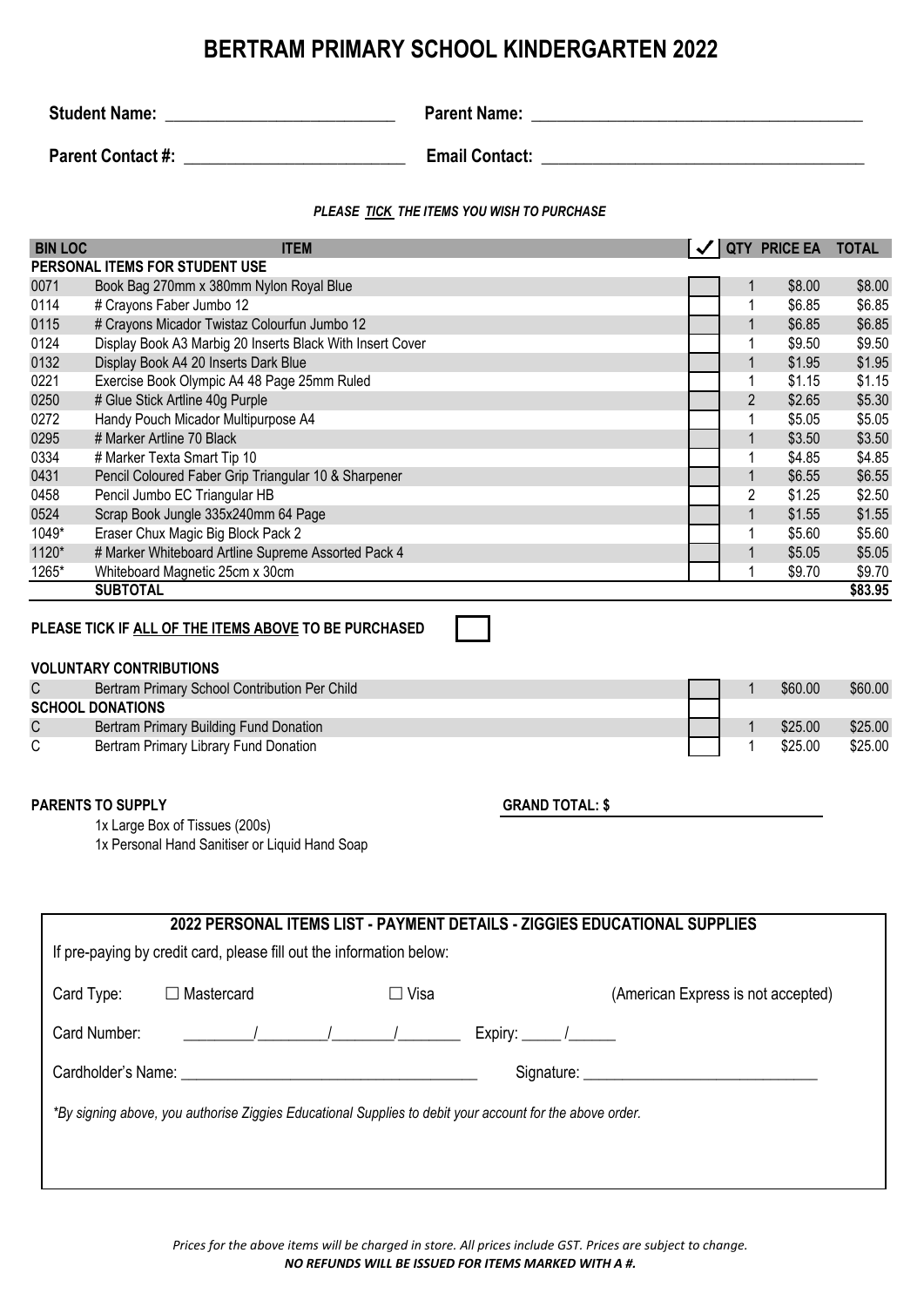# BERTRAM PRIMARY SCHOOL KINDERGARTEN 2022

**Student Name:** ___________________________ **Parent Name:** ________________________________________

**Parent Contact #:** __________________________ **Email Contact:** ______________________________________

***PLEASE TICK THE ITEMS YOU WISH TO PURCHASE***

| BIN LOC | ITEM | ✓ | QTY | PRICE EA | TOTAL |
|---|---|---|---|---|---|
| **PERSONAL ITEMS FOR STUDENT USE** | | | | | |
| 0071 | Book Bag 270mm x 380mm Nylon Royal Blue | | 1 | $8.00 | $8.00 |
| 0114 | # Crayons Faber Jumbo 12 | | 1 | $6.85 | $6.85 |
| 0115 | # Crayons Micador Twistaz Colourfun Jumbo 12 | | 1 | $6.85 | $6.85 |
| 0124 | Display Book A3 Marbig 20 Inserts Black With Insert Cover | | 1 | $9.50 | $9.50 |
| 0132 | Display Book A4 20 Inserts Dark Blue | | 1 | $1.95 | $1.95 |
| 0221 | Exercise Book Olympic A4 48 Page 25mm Ruled | | 1 | $1.15 | $1.15 |
| 0250 | # Glue Stick Artline 40g Purple | | 2 | $2.65 | $5.30 |
| 0272 | Handy Pouch Micador Multipurpose A4 | | 1 | $5.05 | $5.05 |
| 0295 | # Marker Artline 70 Black | | 1 | $3.50 | $3.50 |
| 0334 | # Marker Texta Smart Tip 10 | | 1 | $4.85 | $4.85 |
| 0431 | Pencil Coloured Faber Grip Triangular 10 & Sharpener | | 1 | $6.55 | $6.55 |
| 0458 | Pencil Jumbo EC Triangular HB | | 2 | $1.25 | $2.50 |
| 0524 | Scrap Book Jungle 335x240mm 64 Page | | 1 | $1.55 | $1.55 |
| 1049* | Eraser Chux Magic Big Block Pack 2 | | 1 | $5.60 | $5.60 |
| 1120* | # Marker Whiteboard Artline Supreme Assorted Pack 4 | | 1 | $5.05 | $5.05 |
| 1265* | Whiteboard Magnetic 25cm x 30cm | | 1 | $9.70 | $9.70 |
| | **SUBTOTAL** | | | | **$83.95** |

**PLEASE TICK IF ALL OF THE ITEMS ABOVE TO BE PURCHASED** ☐

| | | | | | |
|---|---|---|---|---|---|
| **VOLUNTARY CONTRIBUTIONS** | | | | | |
| C | Bertram Primary School Contribution Per Child | | 1 | $60.00 | $60.00 |
| **SCHOOL DONATIONS** | | | | | |
| C | Bertram Primary Building Fund Donation | | 1 | $25.00 | $25.00 |
| C | Bertram Primary Library Fund Donation | | 1 | $25.00 | $25.00 |

**PARENTS TO SUPPLY**

1x Large Box of Tissues (200s)
1x Personal Hand Sanitiser or Liquid Hand Soap

**GRAND TOTAL: $** ______________________

**2022 PERSONAL ITEMS LIST - PAYMENT DETAILS - ZIGGIES EDUCATIONAL SUPPLIES**

If pre-paying by credit card, please fill out the information below:

Card Type: ☐ Mastercard ☐ Visa (American Express is not accepted)

Card Number: _________/_________/________/________ Expiry: _____ /______

Cardholder's Name: ______________________________________ Signature: ______________________________

*\*By signing above, you authorise Ziggies Educational Supplies to debit your account for the above order.*

*Prices for the above items will be charged in store. All prices include GST. Prices are subject to change.*
***NO REFUNDS WILL BE ISSUED FOR ITEMS MARKED WITH A #.***